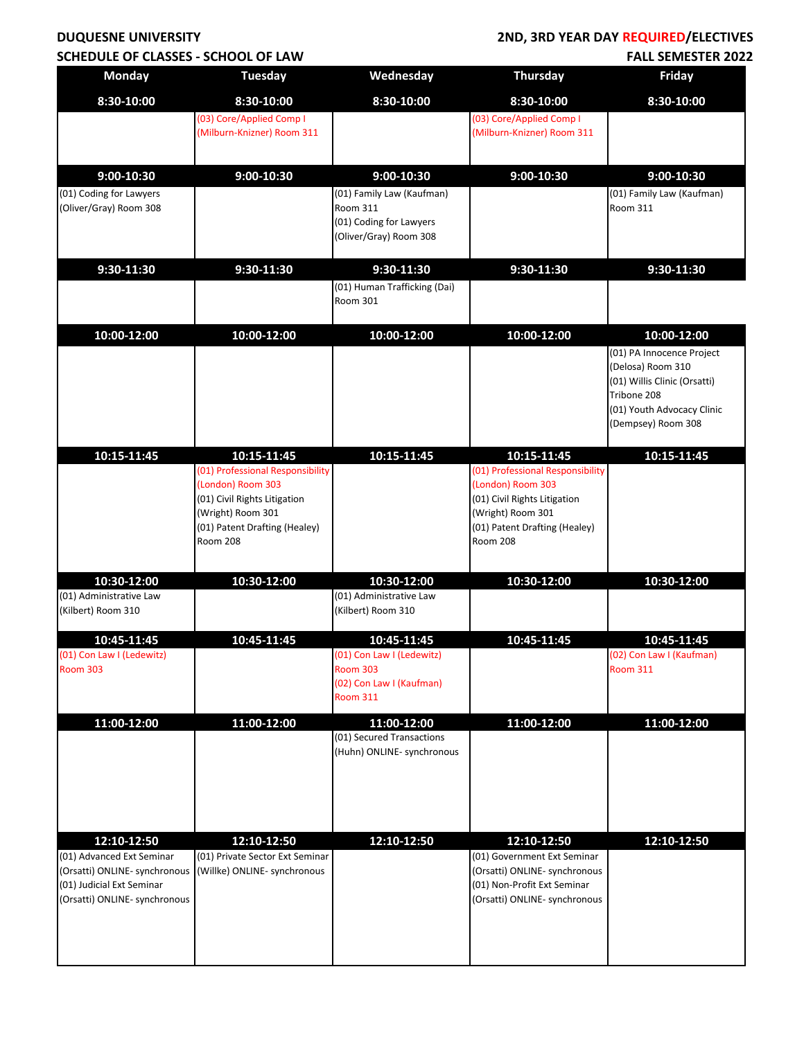**DUQUESNE UNIVERSITY**

**SCHEDULE OF CLASSES - SCHOOL OF LAW**

**2ND, 3RD YEAR DAY REQUIRED/ELECTIVES**

**FALL SEMESTER 2022**

| Monday | Tuesday | Wednesday | Thursday | Friday |
|---|---|---|---|---|
| **8:30-10:00** | **8:30-10:00** | **8:30-10:00** | **8:30-10:00** | **8:30-10:00** |
| | (03) Core/Applied Comp I (Milburn-Knizner) Room 311 | | (03) Core/Applied Comp I (Milburn-Knizner) Room 311 | |
| **9:00-10:30** | **9:00-10:30** | **9:00-10:30** | **9:00-10:30** | **9:00-10:30** |
| (01) Coding for Lawyers (Oliver/Gray) Room 308 | | (01) Family Law (Kaufman) Room 311<br>(01) Coding for Lawyers (Oliver/Gray) Room 308 | | (01) Family Law (Kaufman) Room 311 |
| **9:30-11:30** | **9:30-11:30** | **9:30-11:30** | **9:30-11:30** | **9:30-11:30** |
| | | (01) Human Trafficking (Dai) Room 301 | | |
| **10:00-12:00** | **10:00-12:00** | **10:00-12:00** | **10:00-12:00** | **10:00-12:00** |
| | | | | (01) PA Innocence Project (Delosa) Room 310<br>(01) Willis Clinic (Orsatti) Tribone 208<br>(01) Youth Advocacy Clinic (Dempsey) Room 308 |
| **10:15-11:45** | **10:15-11:45** | **10:15-11:45** | **10:15-11:45** | **10:15-11:45** |
| | (01) Professional Responsibility (London) Room 303<br>(01) Civil Rights Litigation (Wright) Room 301<br>(01) Patent Drafting (Healey) Room 208 | | (01) Professional Responsibility (London) Room 303<br>(01) Civil Rights Litigation (Wright) Room 301<br>(01) Patent Drafting (Healey) Room 208 | |
| **10:30-12:00** | **10:30-12:00** | **10:30-12:00** | **10:30-12:00** | **10:30-12:00** |
| (01) Administrative Law (Kilbert) Room 310 | | (01) Administrative Law (Kilbert) Room 310 | | |
| **10:45-11:45** | **10:45-11:45** | **10:45-11:45** | **10:45-11:45** | **10:45-11:45** |
| (01) Con Law I (Ledewitz) Room 303 | | (01) Con Law I (Ledewitz) Room 303<br>(02) Con Law I (Kaufman) Room 311 | | (02) Con Law I (Kaufman) Room 311 |
| **11:00-12:00** | **11:00-12:00** | **11:00-12:00** | **11:00-12:00** | **11:00-12:00** |
| | | (01) Secured Transactions (Huhn) ONLINE- synchronous | | |
| **12:10-12:50** | **12:10-12:50** | **12:10-12:50** | **12:10-12:50** | **12:10-12:50** |
| (01) Advanced Ext Seminar (Orsatti) ONLINE- synchronous<br>(01) Judicial Ext Seminar (Orsatti) ONLINE- synchronous | (01) Private Sector Ext Seminar (Willke) ONLINE- synchronous | | (01) Government Ext Seminar (Orsatti) ONLINE- synchronous<br>(01) Non-Profit Ext Seminar (Orsatti) ONLINE- synchronous | |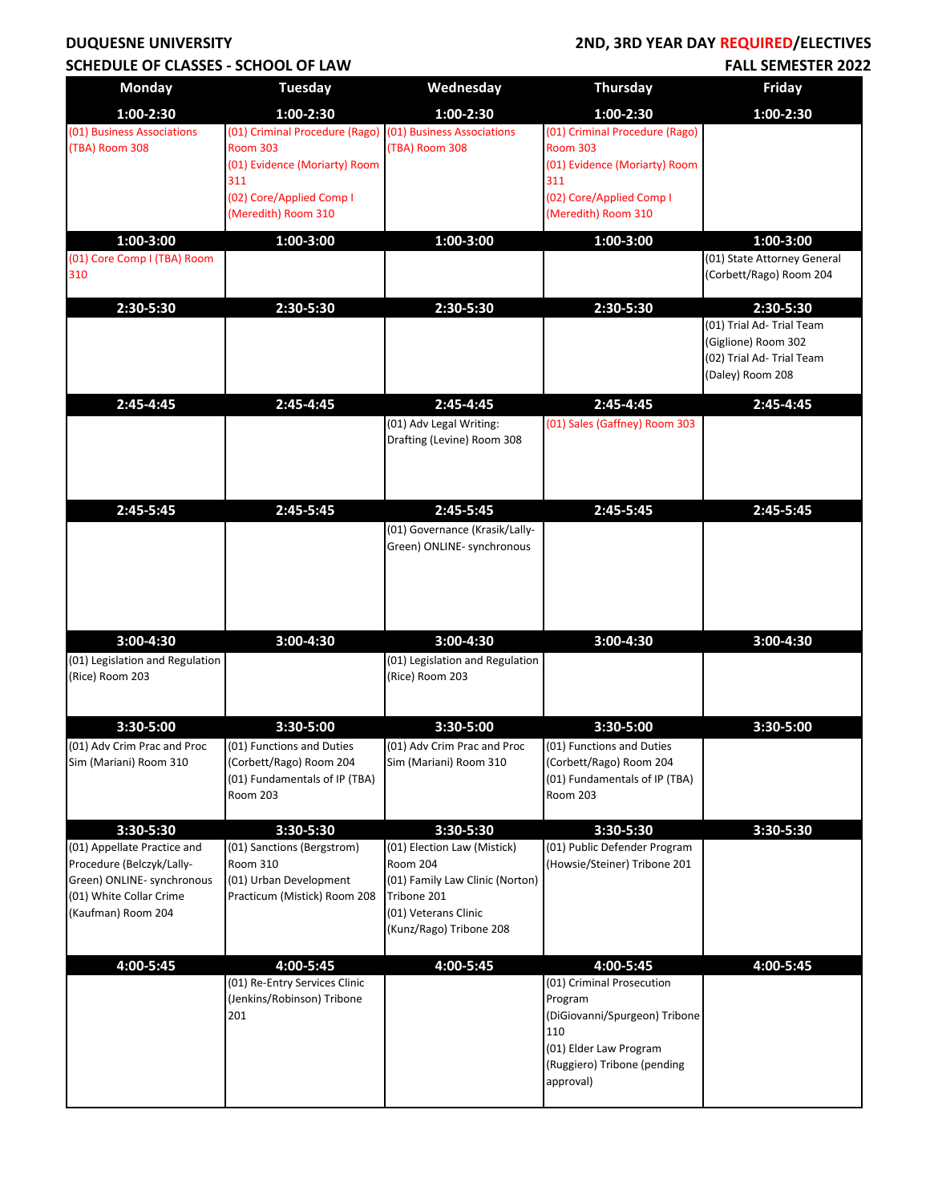**DUQUESNE UNIVERSITY** **2ND, 3RD YEAR DAY REQUIRED/ELECTIVES**

**SCHEDULE OF CLASSES - SCHOOL OF LAW** **FALL SEMESTER 2022**

| Monday | Tuesday | Wednesday | Thursday | Friday |
|---|---|---|---|---|
| **1:00-2:30** | **1:00-2:30** | **1:00-2:30** | **1:00-2:30** | **1:00-2:30** |
| (01) Business Associations (TBA) Room 308 | (01) Criminal Procedure (Rago) Room 303<br>(01) Evidence (Moriarty) Room 311<br>(02) Core/Applied Comp I (Meredith) Room 310 | (01) Business Associations (TBA) Room 308 | (01) Criminal Procedure (Rago) Room 303<br>(01) Evidence (Moriarty) Room 311<br>(02) Core/Applied Comp I (Meredith) Room 310 | |
| **1:00-3:00** | **1:00-3:00** | **1:00-3:00** | **1:00-3:00** | **1:00-3:00** |
| (01) Core Comp I (TBA) Room 310 | | | | (01) State Attorney General (Corbett/Rago) Room 204 |
| **2:30-5:30** | **2:30-5:30** | **2:30-5:30** | **2:30-5:30** | **2:30-5:30** |
| | | | | (01) Trial Ad- Trial Team (Giglione) Room 302<br>(02) Trial Ad- Trial Team (Daley) Room 208 |
| **2:45-4:45** | **2:45-4:45** | **2:45-4:45** | **2:45-4:45** | **2:45-4:45** |
| | | (01) Adv Legal Writing: Drafting (Levine) Room 308 | (01) Sales (Gaffney) Room 303 | |
| **2:45-5:45** | **2:45-5:45** | **2:45-5:45** | **2:45-5:45** | **2:45-5:45** |
| | | (01) Governance (Krasik/Lally-Green) ONLINE- synchronous | | |
| **3:00-4:30** | **3:00-4:30** | **3:00-4:30** | **3:00-4:30** | **3:00-4:30** |
| (01) Legislation and Regulation (Rice) Room 203 | | (01) Legislation and Regulation (Rice) Room 203 | | |
| **3:30-5:00** | **3:30-5:00** | **3:30-5:00** | **3:30-5:00** | **3:30-5:00** |
| (01) Adv Crim Prac and Proc Sim (Mariani) Room 310 | (01) Functions and Duties (Corbett/Rago) Room 204<br>(01) Fundamentals of IP (TBA) Room 203 | (01) Adv Crim Prac and Proc Sim (Mariani) Room 310 | (01) Functions and Duties (Corbett/Rago) Room 204<br>(01) Fundamentals of IP (TBA) Room 203 | |
| **3:30-5:30** | **3:30-5:30** | **3:30-5:30** | **3:30-5:30** | **3:30-5:30** |
| (01) Appellate Practice and Procedure (Belczyk/Lally-Green) ONLINE- synchronous<br>(01) White Collar Crime (Kaufman) Room 204 | (01) Sanctions (Bergstrom) Room 310<br>(01) Urban Development Practicum (Mistick) Room 208 | (01) Election Law (Mistick) Room 204<br>(01) Family Law Clinic (Norton) Tribone 201<br>(01) Veterans Clinic (Kunz/Rago) Tribone 208 | (01) Public Defender Program (Howsie/Steiner) Tribone 201 | |
| **4:00-5:45** | **4:00-5:45** | **4:00-5:45** | **4:00-5:45** | **4:00-5:45** |
| | (01) Re-Entry Services Clinic (Jenkins/Robinson) Tribone 201 | | (01) Criminal Prosecution Program (DiGiovanni/Spurgeon) Tribone 110<br>(01) Elder Law Program (Ruggiero) Tribone (pending approval) | |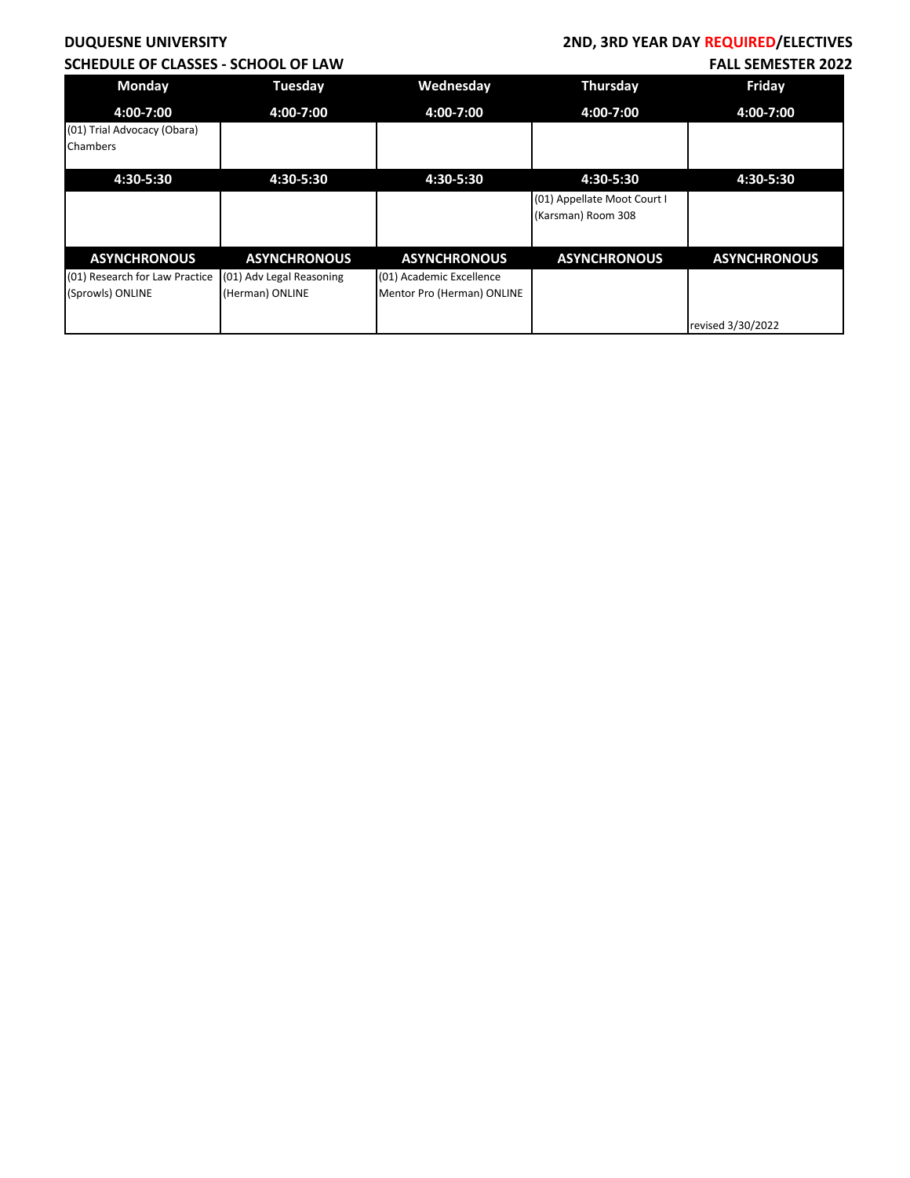**DUQUESNE UNIVERSITY** **2ND, 3RD YEAR DAY REQUIRED/ELECTIVES**

**SCHEDULE OF CLASSES - SCHOOL OF LAW** **FALL SEMESTER 2022**

| Monday | Tuesday | Wednesday | Thursday | Friday |
|---|---|---|---|---|
| **4:00-7:00** | **4:00-7:00** | **4:00-7:00** | **4:00-7:00** | **4:00-7:00** |
| (01) Trial Advocacy (Obara) Chambers | | | | |
| **4:30-5:30** | **4:30-5:30** | **4:30-5:30** | **4:30-5:30** | **4:30-5:30** |
| | | | (01) Appellate Moot Court I (Karsman) Room 308 | |
| **ASYNCHRONOUS** | **ASYNCHRONOUS** | **ASYNCHRONOUS** | **ASYNCHRONOUS** | **ASYNCHRONOUS** |
| (01) Research for Law Practice (Sprowls) ONLINE | (01) Adv Legal Reasoning (Herman) ONLINE | (01) Academic Excellence Mentor Pro (Herman) ONLINE | | revised 3/30/2022 |